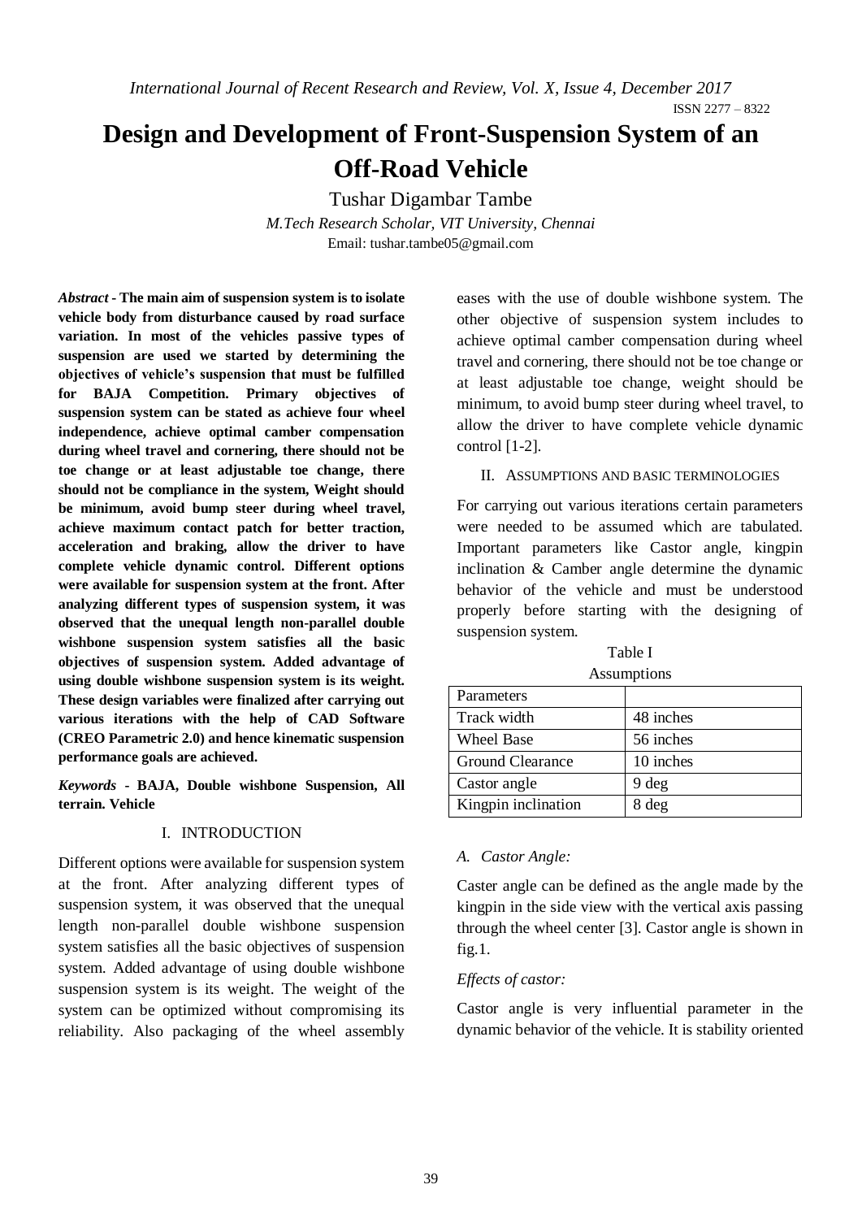# Design and Development of Front-Suspension System of an Off-Road Vehicle

Tushar Digambar Tambe

*M.Tech Research Scholar, VIT University, Chennai*

Email: tushar.tambe05@gmail.com

***Abstract* - The main aim of suspension system is to isolate vehicle body from disturbance caused by road surface variation. In most of the vehicles passive types of suspension are used we started by determining the objectives of vehicle's suspension that must be fulfilled for BAJA Competition. Primary objectives of suspension system can be stated as achieve four wheel independence, achieve optimal camber compensation during wheel travel and cornering, there should not be toe change or at least adjustable toe change, there should not be compliance in the system, Weight should be minimum, avoid bump steer during wheel travel, achieve maximum contact patch for better traction, acceleration and braking, allow the driver to have complete vehicle dynamic control. Different options were available for suspension system at the front. After analyzing different types of suspension system, it was observed that the unequal length non-parallel double wishbone suspension system satisfies all the basic objectives of suspension system. Added advantage of using double wishbone suspension system is its weight. These design variables were finalized after carrying out various iterations with the help of CAD Software (CREO Parametric 2.0) and hence kinematic suspension performance goals are achieved.**

***Keywords* - BAJA, Double wishbone Suspension, All terrain. Vehicle**

## I. INTRODUCTION

Different options were available for suspension system at the front. After analyzing different types of suspension system, it was observed that the unequal length non-parallel double wishbone suspension system satisfies all the basic objectives of suspension system. Added advantage of using double wishbone suspension system is its weight. The weight of the system can be optimized without compromising its reliability. Also packaging of the wheel assembly eases with the use of double wishbone system. The other objective of suspension system includes to achieve optimal camber compensation during wheel travel and cornering, there should not be toe change or at least adjustable toe change, weight should be minimum, to avoid bump steer during wheel travel, to allow the driver to have complete vehicle dynamic control [1-2].

## II. ASSUMPTIONS AND BASIC TERMINOLOGIES

For carrying out various iterations certain parameters were needed to be assumed which are tabulated. Important parameters like Castor angle, kingpin inclination & Camber angle determine the dynamic behavior of the vehicle and must be understood properly before starting with the designing of suspension system.

Table I

Assumptions

| Parameters | |
|---|---|
| Track width | 48 inches |
| Wheel Base | 56 inches |
| Ground Clearance | 10 inches |
| Castor angle | 9 deg |
| Kingpin inclination | 8 deg |

### *A. Castor Angle:*

Caster angle can be defined as the angle made by the kingpin in the side view with the vertical axis passing through the wheel center [3]. Castor angle is shown in fig.1.

*Effects of castor:*

Castor angle is very influential parameter in the dynamic behavior of the vehicle. It is stability oriented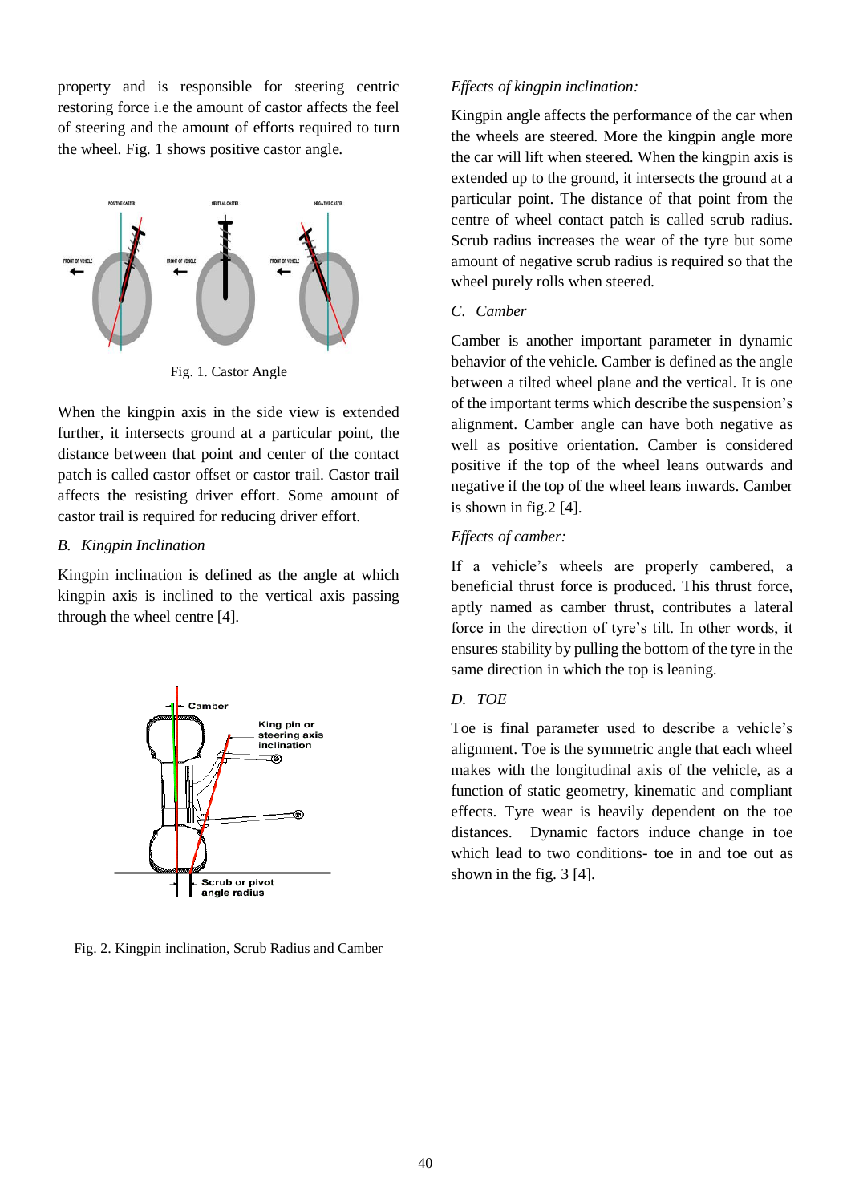property and is responsible for steering centric restoring force i.e the amount of castor affects the feel of steering and the amount of efforts required to turn the wheel. Fig. 1 shows positive castor angle.

Fig. 1. Castor Angle

When the kingpin axis in the side view is extended further, it intersects ground at a particular point, the distance between that point and center of the contact patch is called castor offset or castor trail. Castor trail affects the resisting driver effort. Some amount of castor trail is required for reducing driver effort.

### B. *Kingpin Inclination*

Kingpin inclination is defined as the angle at which kingpin axis is inclined to the vertical axis passing through the wheel centre [4].

Fig. 2. Kingpin inclination, Scrub Radius and Camber

*Effects of kingpin inclination:*

Kingpin angle affects the performance of the car when the wheels are steered. More the kingpin angle more the car will lift when steered. When the kingpin axis is extended up to the ground, it intersects the ground at a particular point. The distance of that point from the centre of wheel contact patch is called scrub radius. Scrub radius increases the wear of the tyre but some amount of negative scrub radius is required so that the wheel purely rolls when steered.

### C. *Camber*

Camber is another important parameter in dynamic behavior of the vehicle. Camber is defined as the angle between a tilted wheel plane and the vertical. It is one of the important terms which describe the suspension's alignment. Camber angle can have both negative as well as positive orientation. Camber is considered positive if the top of the wheel leans outwards and negative if the top of the wheel leans inwards. Camber is shown in fig.2 [4].

*Effects of camber:*

If a vehicle's wheels are properly cambered, a beneficial thrust force is produced. This thrust force, aptly named as camber thrust, contributes a lateral force in the direction of tyre's tilt. In other words, it ensures stability by pulling the bottom of the tyre in the same direction in which the top is leaning.

### D. *TOE*

Toe is final parameter used to describe a vehicle's alignment. Toe is the symmetric angle that each wheel makes with the longitudinal axis of the vehicle, as a function of static geometry, kinematic and compliant effects. Tyre wear is heavily dependent on the toe distances. Dynamic factors induce change in toe which lead to two conditions- toe in and toe out as shown in the fig. 3 [4].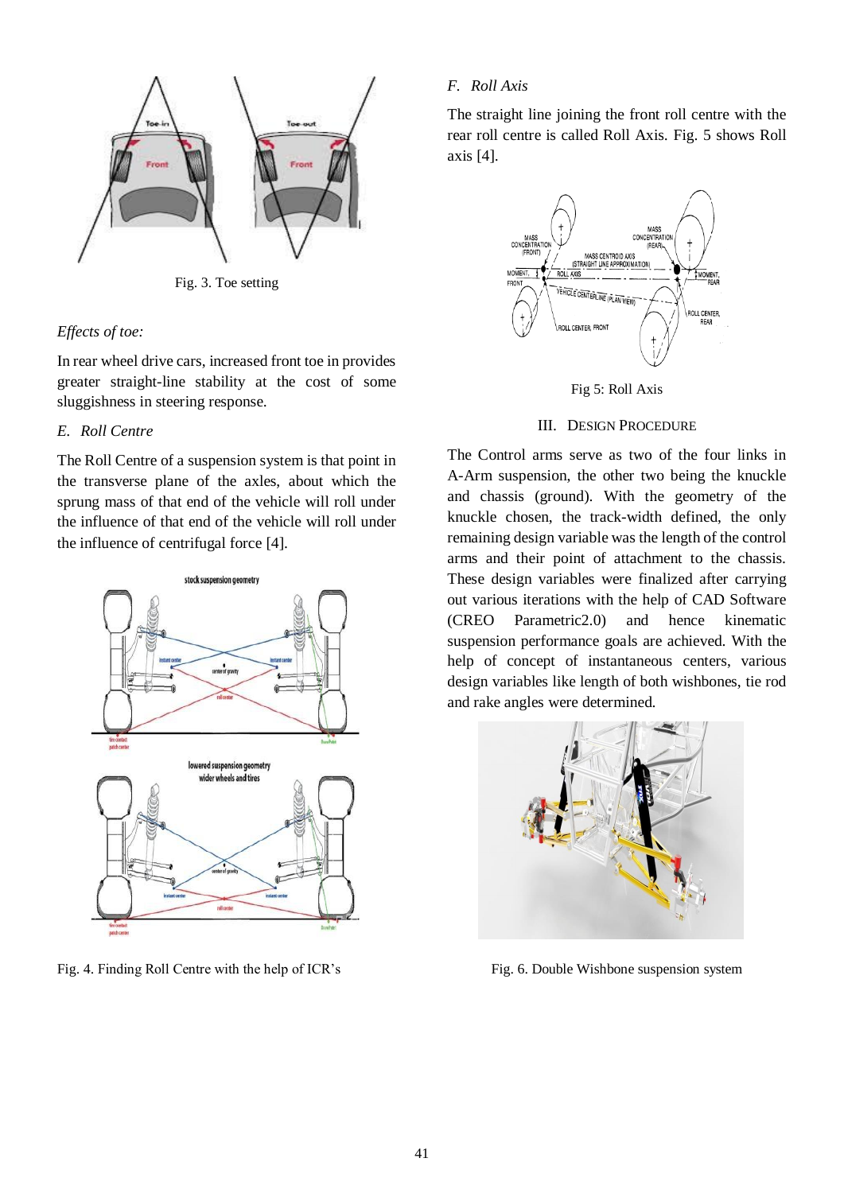Fig. 3. Toe setting

*Effects of toe:*

In rear wheel drive cars, increased front toe in provides greater straight-line stability at the cost of some sluggishness in steering response.

### *E. Roll Centre*

The Roll Centre of a suspension system is that point in the transverse plane of the axles, about which the sprung mass of that end of the vehicle will roll under the influence of that end of the vehicle will roll under the influence of centrifugal force [4].

Fig. 4. Finding Roll Centre with the help of ICR's

### *F. Roll Axis*

The straight line joining the front roll centre with the rear roll centre is called Roll Axis. Fig. 5 shows Roll axis [4].

Fig 5: Roll Axis

## III. Design Procedure

The Control arms serve as two of the four links in A-Arm suspension, the other two being the knuckle and chassis (ground). With the geometry of the knuckle chosen, the track-width defined, the only remaining design variable was the length of the control arms and their point of attachment to the chassis. These design variables were finalized after carrying out various iterations with the help of CAD Software (CREO Parametric2.0) and hence kinematic suspension performance goals are achieved. With the help of concept of instantaneous centers, various design variables like length of both wishbones, tie rod and rake angles were determined.

Fig. 6. Double Wishbone suspension system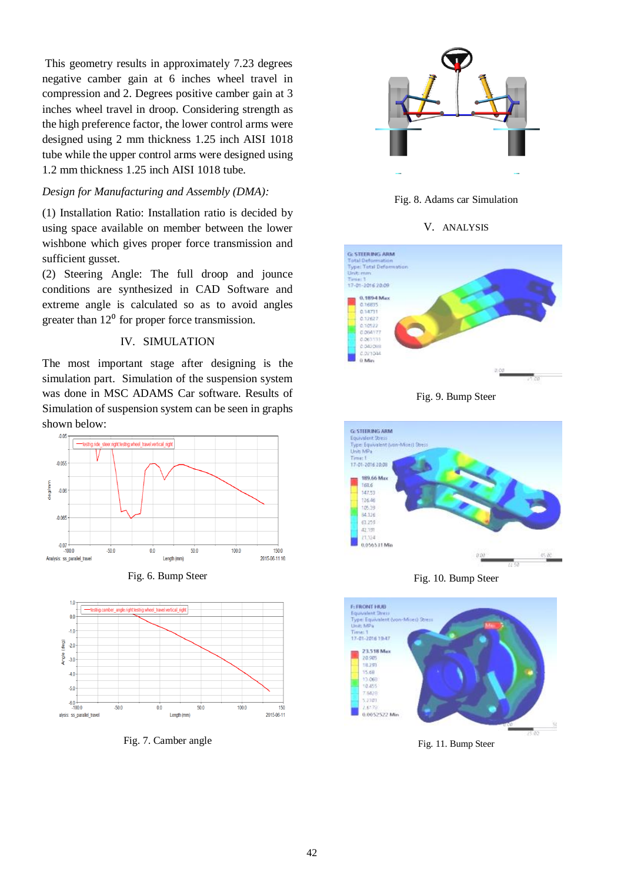This geometry results in approximately 7.23 degrees negative camber gain at 6 inches wheel travel in compression and 2. Degrees positive camber gain at 3 inches wheel travel in droop. Considering strength as the high preference factor, the lower control arms were designed using 2 mm thickness 1.25 inch AISI 1018 tube while the upper control arms were designed using 1.2 mm thickness 1.25 inch AISI 1018 tube.

*Design for Manufacturing and Assembly (DMA):*

(1) Installation Ratio: Installation ratio is decided by using space available on member between the lower wishbone which gives proper force transmission and sufficient gusset.

(2) Steering Angle: The full droop and jounce conditions are synthesized in CAD Software and extreme angle is calculated so as to avoid angles greater than $12^0$ for proper force transmission.

## IV. SIMULATION

The most important stage after designing is the simulation part. Simulation of the suspension system was done in MSC ADAMS Car software. Results of Simulation of suspension system can be seen in graphs shown below:

Fig. 6. Bump Steer

Fig. 7. Camber angle

Fig. 8. Adams car Simulation

## V. ANALYSIS

Fig. 9. Bump Steer

Fig. 10. Bump Steer

Fig. 11. Bump Steer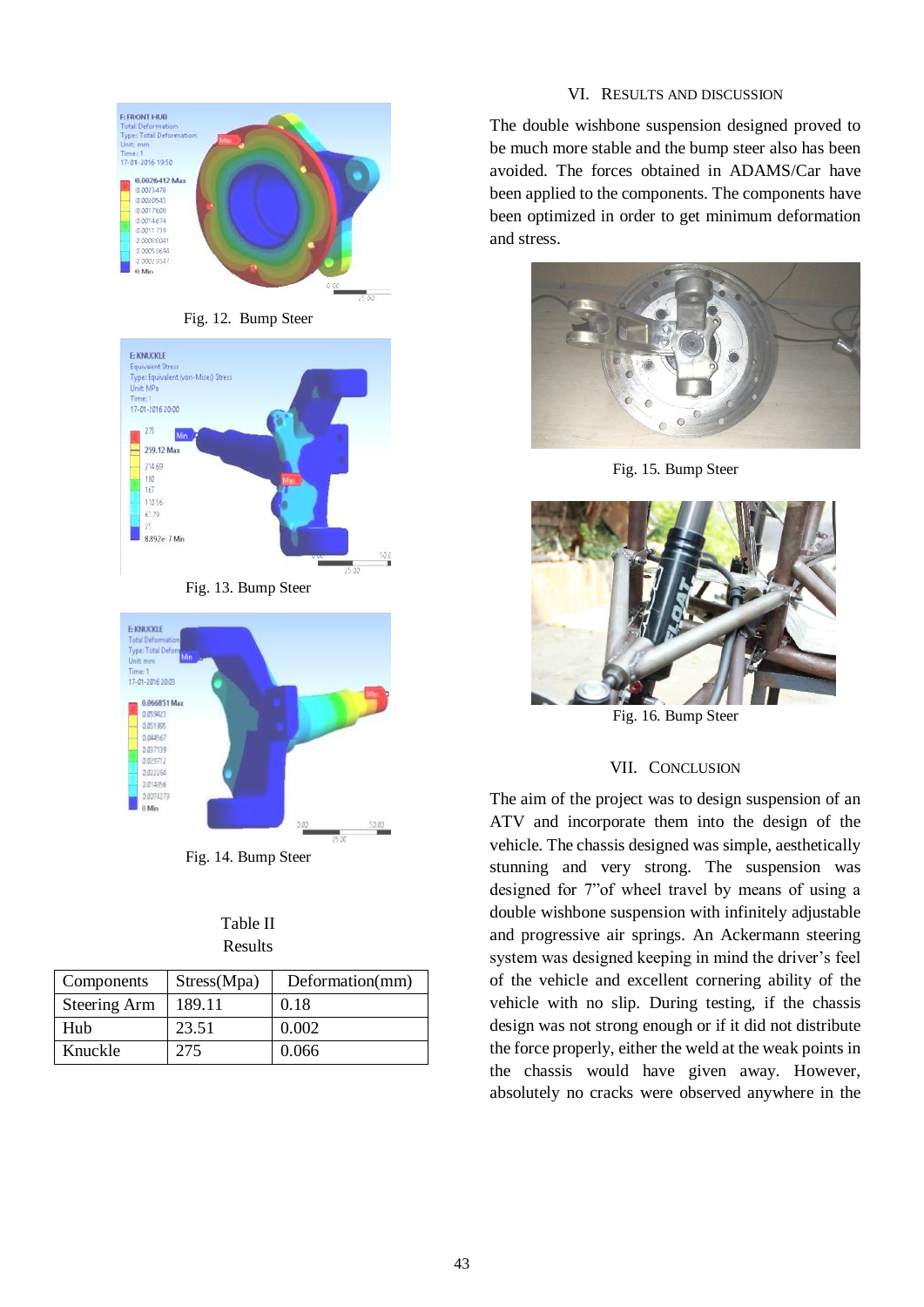Fig. 12. Bump Steer

Fig. 13. Bump Steer

Fig. 14. Bump Steer

Table II
Results

| Components | Stress(Mpa) | Deformation(mm) |
|---|---|---|
| Steering Arm | 189.11 | 0.18 |
| Hub | 23.51 | 0.002 |
| Knuckle | 275 | 0.066 |

## VI. RESULTS AND DISCUSSION

The double wishbone suspension designed proved to be much more stable and the bump steer also has been avoided. The forces obtained in ADAMS/Car have been applied to the components. The components have been optimized in order to get minimum deformation and stress.

Fig. 15. Bump Steer

Fig. 16. Bump Steer

## VII. CONCLUSION

The aim of the project was to design suspension of an ATV and incorporate them into the design of the vehicle. The chassis designed was simple, aesthetically stunning and very strong. The suspension was designed for 7”of wheel travel by means of using a double wishbone suspension with infinitely adjustable and progressive air springs. An Ackermann steering system was designed keeping in mind the driver’s feel of the vehicle and excellent cornering ability of the vehicle with no slip. During testing, if the chassis design was not strong enough or if it did not distribute the force properly, either the weld at the weak points in the chassis would have given away. However, absolutely no cracks were observed anywhere in the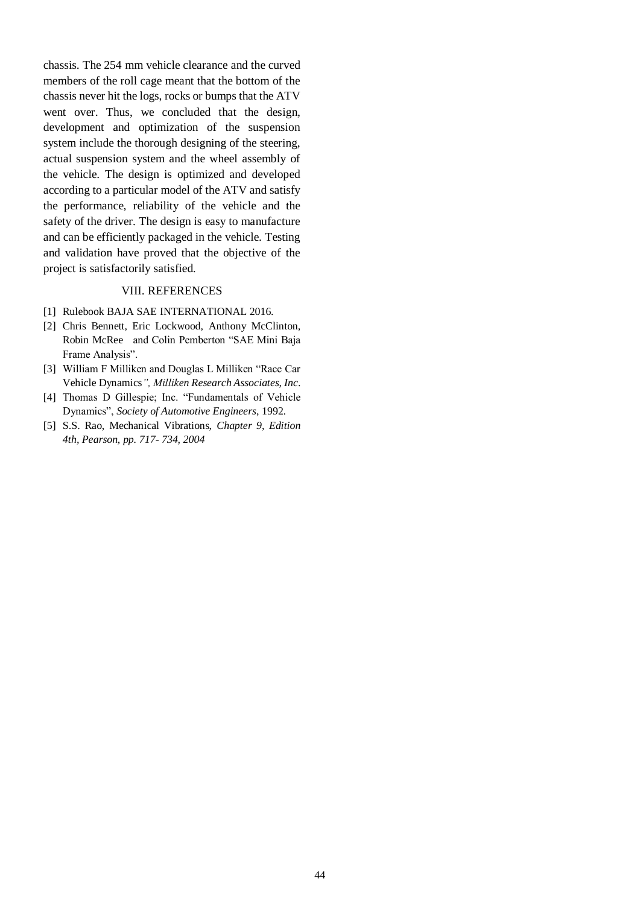chassis. The 254 mm vehicle clearance and the curved members of the roll cage meant that the bottom of the chassis never hit the logs, rocks or bumps that the ATV went over. Thus, we concluded that the design, development and optimization of the suspension system include the thorough designing of the steering, actual suspension system and the wheel assembly of the vehicle. The design is optimized and developed according to a particular model of the ATV and satisfy the performance, reliability of the vehicle and the safety of the driver. The design is easy to manufacture and can be efficiently packaged in the vehicle. Testing and validation have proved that the objective of the project is satisfactorily satisfied.

## VIII. REFERENCES

[1] Rulebook BAJA SAE INTERNATIONAL 2016.

[2] Chris Bennett, Eric Lockwood, Anthony McClinton, Robin McRee and Colin Pemberton "SAE Mini Baja Frame Analysis".

[3] William F Milliken and Douglas L Milliken "Race Car Vehicle Dynamics*", Milliken Research Associates, Inc.*

[4] Thomas D Gillespie; Inc. "Fundamentals of Vehicle Dynamics", *Society of Automotive Engineers*, 1992.

[5] S.S. Rao, Mechanical Vibrations, *Chapter 9, Edition 4th, Pearson, pp. 717- 734, 2004*